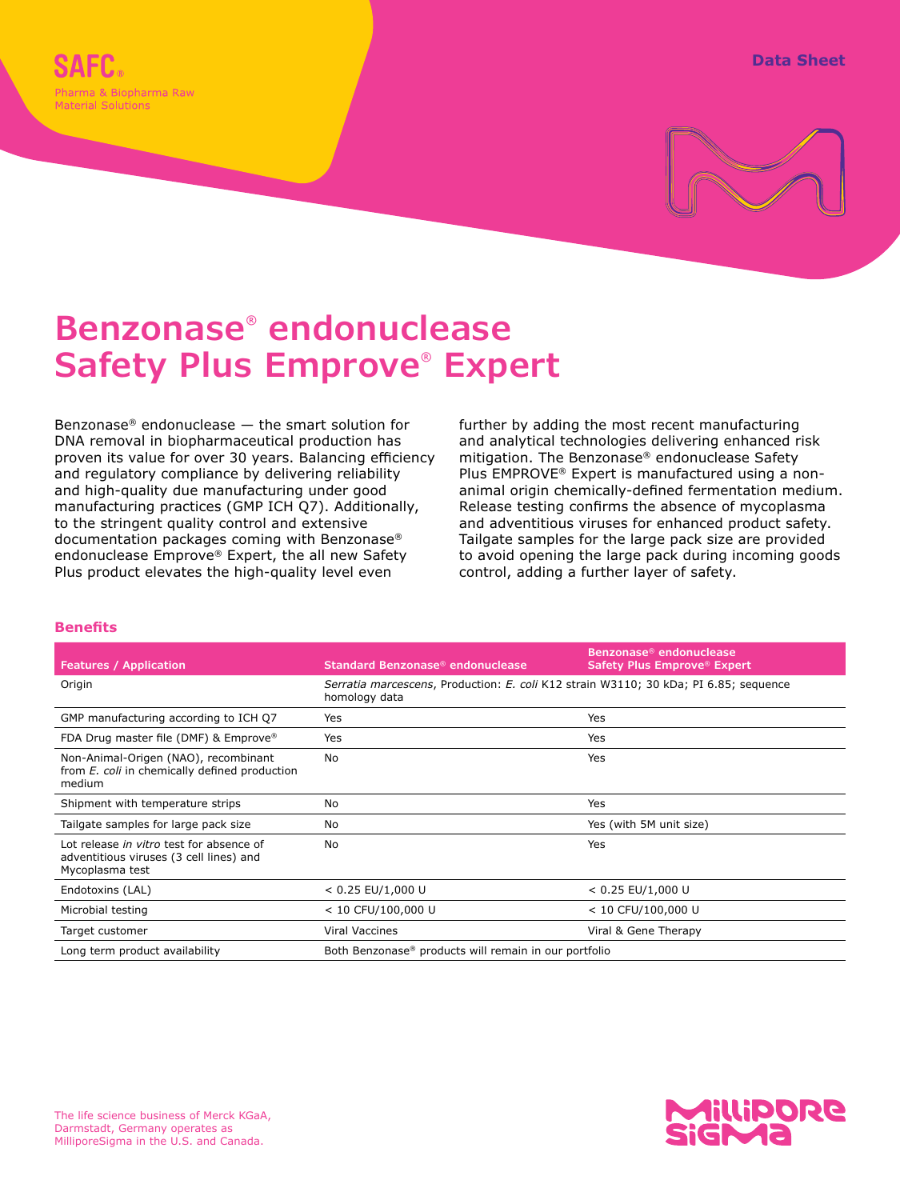SAFC®
Pharma & Biopharma Raw Material Solutions

Data Sheet

# Benzonase® endonuclease Safety Plus Emprove® Expert

Benzonase® endonuclease — the smart solution for DNA removal in biopharmaceutical production has proven its value for over 30 years. Balancing efficiency and regulatory compliance by delivering reliability and high-quality due manufacturing under good manufacturing practices (GMP ICH Q7). Additionally, to the stringent quality control and extensive documentation packages coming with Benzonase® endonuclease Emprove® Expert, the all new Safety Plus product elevates the high-quality level even further by adding the most recent manufacturing and analytical technologies delivering enhanced risk mitigation. The Benzonase® endonuclease Safety Plus EMPROVE® Expert is manufactured using a non-animal origin chemically-defined fermentation medium. Release testing confirms the absence of mycoplasma and adventitious viruses for enhanced product safety. Tailgate samples for the large pack size are provided to avoid opening the large pack during incoming goods control, adding a further layer of safety.

## Benefits

| Features / Application | Standard Benzonase® endonuclease | Benzonase® endonuclease Safety Plus Emprove® Expert |
|---|---|---|
| Origin | *Serratia marcescens*, Production: *E. coli* K12 strain W3110; 30 kDa; PI 6.85; sequence homology data | |
| GMP manufacturing according to ICH Q7 | Yes | Yes |
| FDA Drug master file (DMF) & Emprove® | Yes | Yes |
| Non-Animal-Origen (NAO), recombinant from *E. coli* in chemically defined production medium | No | Yes |
| Shipment with temperature strips | No | Yes |
| Tailgate samples for large pack size | No | Yes (with 5M unit size) |
| Lot release *in vitro* test for absence of adventitious viruses (3 cell lines) and Mycoplasma test | No | Yes |
| Endotoxins (LAL) | < 0.25 EU/1,000 U | < 0.25 EU/1,000 U |
| Microbial testing | < 10 CFU/100,000 U | < 10 CFU/100,000 U |
| Target customer | Viral Vaccines | Viral & Gene Therapy |
| Long term product availability | Both Benzonase® products will remain in our portfolio | |

The life science business of Merck KGaA, Darmstadt, Germany operates as MilliporeSigma in the U.S. and Canada.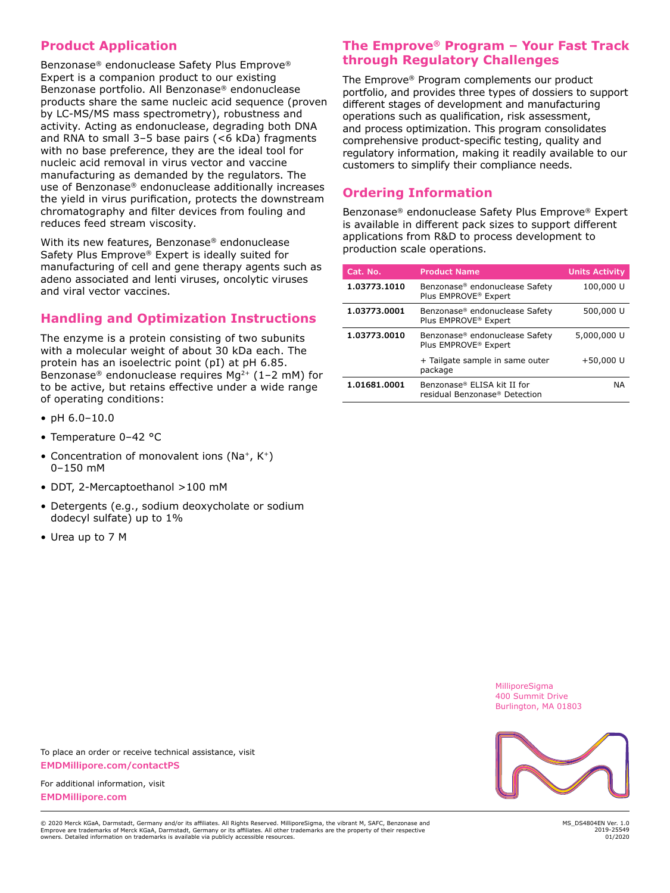## Product Application

Benzonase® endonuclease Safety Plus Emprove® Expert is a companion product to our existing Benzonase portfolio. All Benzonase® endonuclease products share the same nucleic acid sequence (proven by LC-MS/MS mass spectrometry), robustness and activity. Acting as endonuclease, degrading both DNA and RNA to small 3–5 base pairs (<6 kDa) fragments with no base preference, they are the ideal tool for nucleic acid removal in virus vector and vaccine manufacturing as demanded by the regulators. The use of Benzonase® endonuclease additionally increases the yield in virus purification, protects the downstream chromatography and filter devices from fouling and reduces feed stream viscosity.

With its new features, Benzonase® endonuclease Safety Plus Emprove® Expert is ideally suited for manufacturing of cell and gene therapy agents such as adeno associated and lenti viruses, oncolytic viruses and viral vector vaccines.

## Handling and Optimization Instructions

The enzyme is a protein consisting of two subunits with a molecular weight of about 30 kDa each. The protein has an isoelectric point (pI) at pH 6.85. Benzonase® endonuclease requires $Mg^{2+}$ (1–2 mM) for to be active, but retains effective under a wide range of operating conditions:

- pH 6.0–10.0
- Temperature 0–42 °C
- Concentration of monovalent ions ($Na^+$, $K^+$) 0–150 mM
- DDT, 2-Mercaptoethanol >100 mM
- Detergents (e.g., sodium deoxycholate or sodium dodecyl sulfate) up to 1%
- Urea up to 7 M

## The Emprove® Program – Your Fast Track through Regulatory Challenges

The Emprove® Program complements our product portfolio, and provides three types of dossiers to support different stages of development and manufacturing operations such as qualification, risk assessment, and process optimization. This program consolidates comprehensive product-specific testing, quality and regulatory information, making it readily available to our customers to simplify their compliance needs.

## Ordering Information

Benzonase® endonuclease Safety Plus Emprove® Expert is available in different pack sizes to support different applications from R&D to process development to production scale operations.

| Cat. No. | Product Name | Units Activity |
|---|---|---|
| **1.03773.1010** | Benzonase® endonuclease Safety Plus EMPROVE® Expert | 100,000 U |
| **1.03773.0001** | Benzonase® endonuclease Safety Plus EMPROVE® Expert | 500,000 U |
| **1.03773.0010** | Benzonase® endonuclease Safety Plus EMPROVE® Expert | 5,000,000 U |
| | + Tailgate sample in same outer package | +50,000 U |
| **1.01681.0001** | Benzonase® ELISA kit II for residual Benzonase® Detection | NA |

MilliporeSigma
400 Summit Drive
Burlington, MA 01803

To place an order or receive technical assistance, visit
**EMDMillipore.com/contactPS**

For additional information, visit
**EMDMillipore.com**

© 2020 Merck KGaA, Darmstadt, Germany and/or its affiliates. All Rights Reserved. MilliporeSigma, the vibrant M, SAFC, Benzonase and Emprove are trademarks of Merck KGaA, Darmstadt, Germany or its affiliates. All other trademarks are the property of their respective owners. Detailed information on trademarks is available via publicly accessible resources.

MS_DS4804EN Ver. 1.0
2019-25549
01/2020